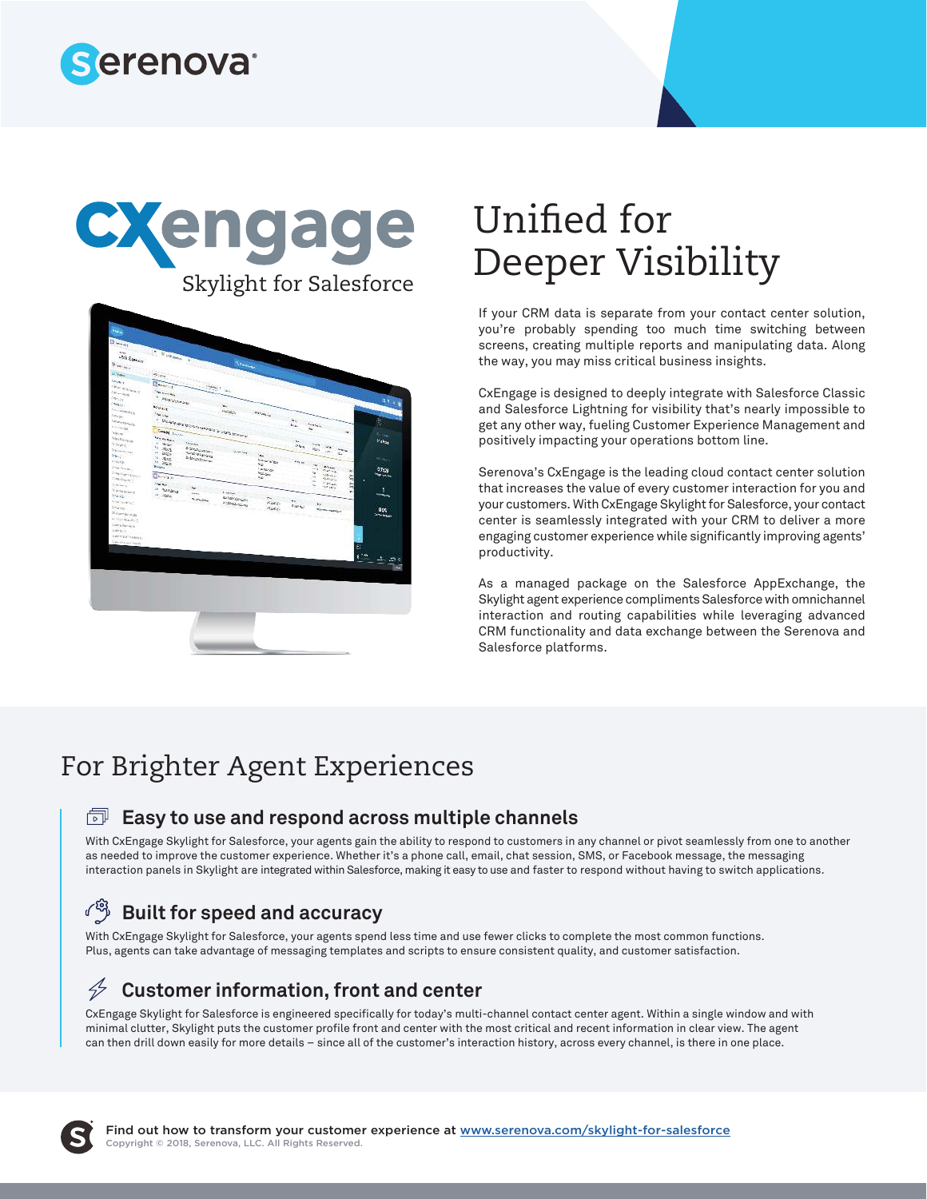serenova

# CXengage

Skylight for Salesforce

# Unified for Deeper Visibility

If your CRM data is separate from your contact center solution, you're probably spending too much time switching between screens, creating multiple reports and manipulating data. Along the way, you may miss critical business insights.

CxEngage is designed to deeply integrate with Salesforce Classic and Salesforce Lightning for visibility that's nearly impossible to get any other way, fueling Customer Experience Management and positively impacting your operations bottom line.

Serenova's CxEngage is the leading cloud contact center solution that increases the value of every customer interaction for you and your customers. With CxEngage Skylight for Salesforce, your contact center is seamlessly integrated with your CRM to deliver a more engaging customer experience while significantly improving agents' productivity.

As a managed package on the Salesforce AppExchange, the Skylight agent experience compliments Salesforce with omnichannel interaction and routing capabilities while leveraging advanced CRM functionality and data exchange between the Serenova and Salesforce platforms.

## For Brighter Agent Experiences

### Easy to use and respond across multiple channels

With CxEngage Skylight for Salesforce, your agents gain the ability to respond to customers in any channel or pivot seamlessly from one to another as needed to improve the customer experience. Whether it's a phone call, email, chat session, SMS, or Facebook message, the messaging interaction panels in Skylight are integrated within Salesforce, making it easy to use and faster to respond without having to switch applications.

### Built for speed and accuracy

With CxEngage Skylight for Salesforce, your agents spend less time and use fewer clicks to complete the most common functions. Plus, agents can take advantage of messaging templates and scripts to ensure consistent quality, and customer satisfaction.

### Customer information, front and center

CxEngage Skylight for Salesforce is engineered specifically for today's multi-channel contact center agent. Within a single window and with minimal clutter, Skylight puts the customer profile front and center with the most critical and recent information in clear view. The agent can then drill down easily for more details – since all of the customer's interaction history, across every channel, is there in one place.

**Find out how to transform your customer experience at [www.serenova.com/skylight-for-salesforce](www.serenova.com/skylight-for-salesforce)**

Copyright © 2018, Serenova, LLC. All Rights Reserved.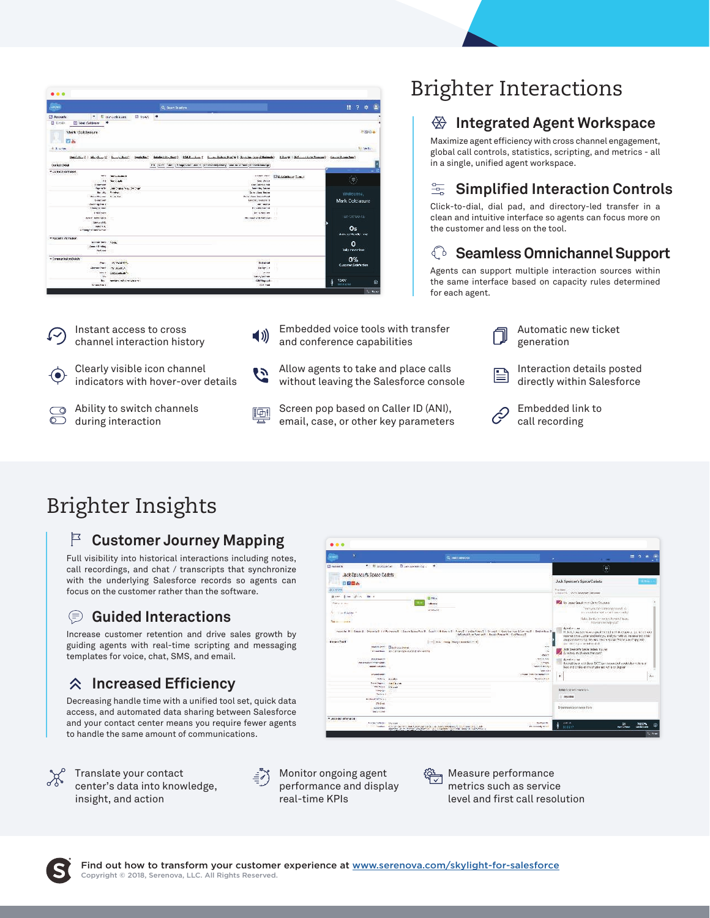# Brighter Interactions

### Integrated Agent Workspace

Maximize agent efficiency with cross channel engagement, global call controls, statistics, scripting, and metrics - all in a single, unified agent workspace.

### Simplified Interaction Controls

Click-to-dial, dial pad, and directory-led transfer in a clean and intuitive interface so agents can focus more on the customer and less on the tool.

### Seamless Omnichannel Support

Agents can support multiple interaction sources within the same interface based on capacity rules determined for each agent.

- Instant access to cross channel interaction history
- Clearly visible icon channel indicators with hover-over details
- Ability to switch channels during interaction
- Embedded voice tools with transfer and conference capabilities
- Allow agents to take and place calls without leaving the Salesforce console
- Screen pop based on Caller ID (ANI), email, case, or other key parameters
- Automatic new ticket generation
- Interaction details posted directly within Salesforce
- Embedded link to call recording

# Brighter Insights

### Customer Journey Mapping

Full visibility into historical interactions including notes, call recordings, and chat / transcripts that synchronize with the underlying Salesforce records so agents can focus on the customer rather than the software.

### Guided Interactions

Increase customer retention and drive sales growth by guiding agents with real-time scripting and messaging templates for voice, chat, SMS, and email.

### Increased Efficiency

Decreasing handle time with a unified tool set, quick data access, and automated data sharing between Salesforce and your contact center means you require fewer agents to handle the same amount of communications.

- Translate your contact center's data into knowledge, insight, and action
- Monitor ongoing agent performance and display real-time KPIs
- Measure performance metrics such as service level and first call resolution

**Find out how to transform your customer experience at [www.serenova.com/skylight-for-salesforce](www.serenova.com/skylight-for-salesforce)**

Copyright © 2018, Serenova, LLC. All Rights Reserved.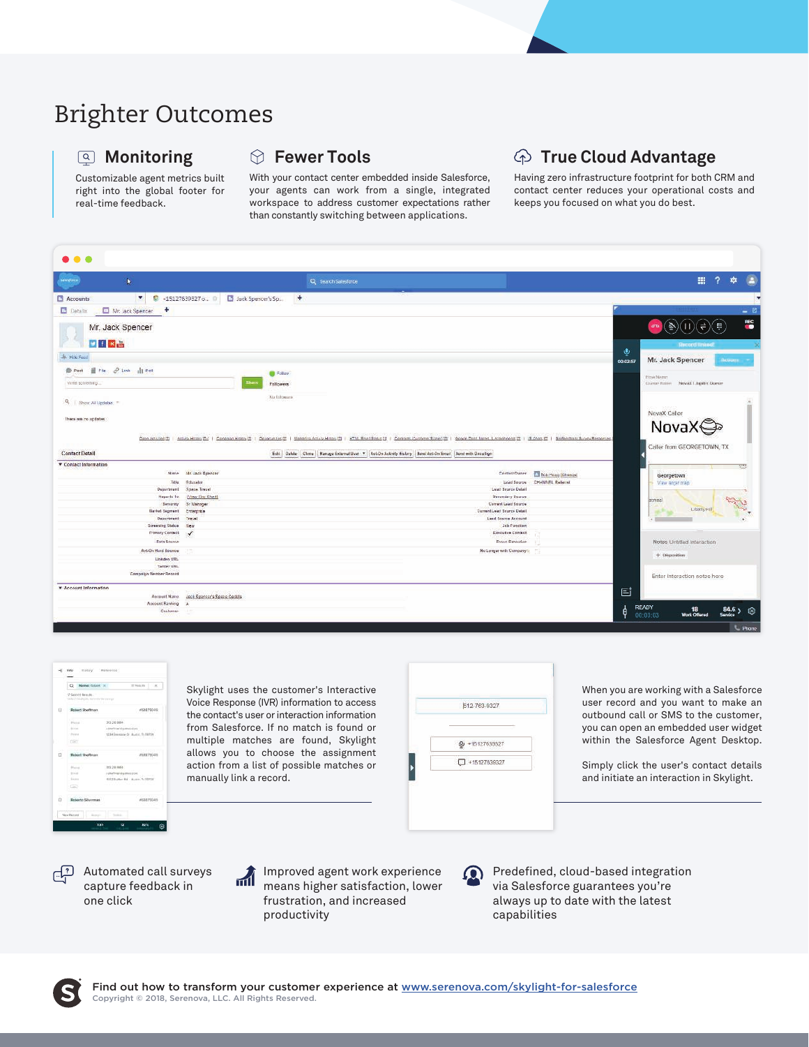# Brighter Outcomes

### Monitoring

Customizable agent metrics built right into the global footer for real-time feedback.

### Fewer Tools

With your contact center embedded inside Salesforce, your agents can work from a single, integrated workspace to address customer expectations rather than constantly switching between applications.

### True Cloud Advantage

Having zero infrastructure footprint for both CRM and contact center reduces your operational costs and keeps you focused on what you do best.

Skylight uses the customer's Interactive Voice Response (IVR) information to access the contact's user or interaction information from Salesforce. If no match is found or multiple matches are found, Skylight allows you to choose the assignment action from a list of possible matches or manually link a record.

When you are working with a Salesforce user record and you want to make an outbound call or SMS to the customer, you can open an embedded user widget within the Salesforce Agent Desktop.

Simply click the user's contact details and initiate an interaction in Skylight.

Automated call surveys capture feedback in one click

Improved agent work experience means higher satisfaction, lower frustration, and increased productivity

Predefined, cloud-based integration via Salesforce guarantees you're always up to date with the latest capabilities

**Find out how to transform your customer experience at [www.serenova.com/skylight-for-salesforce](www.serenova.com/skylight-for-salesforce)**

Copyright © 2018, Serenova, LLC. All Rights Reserved.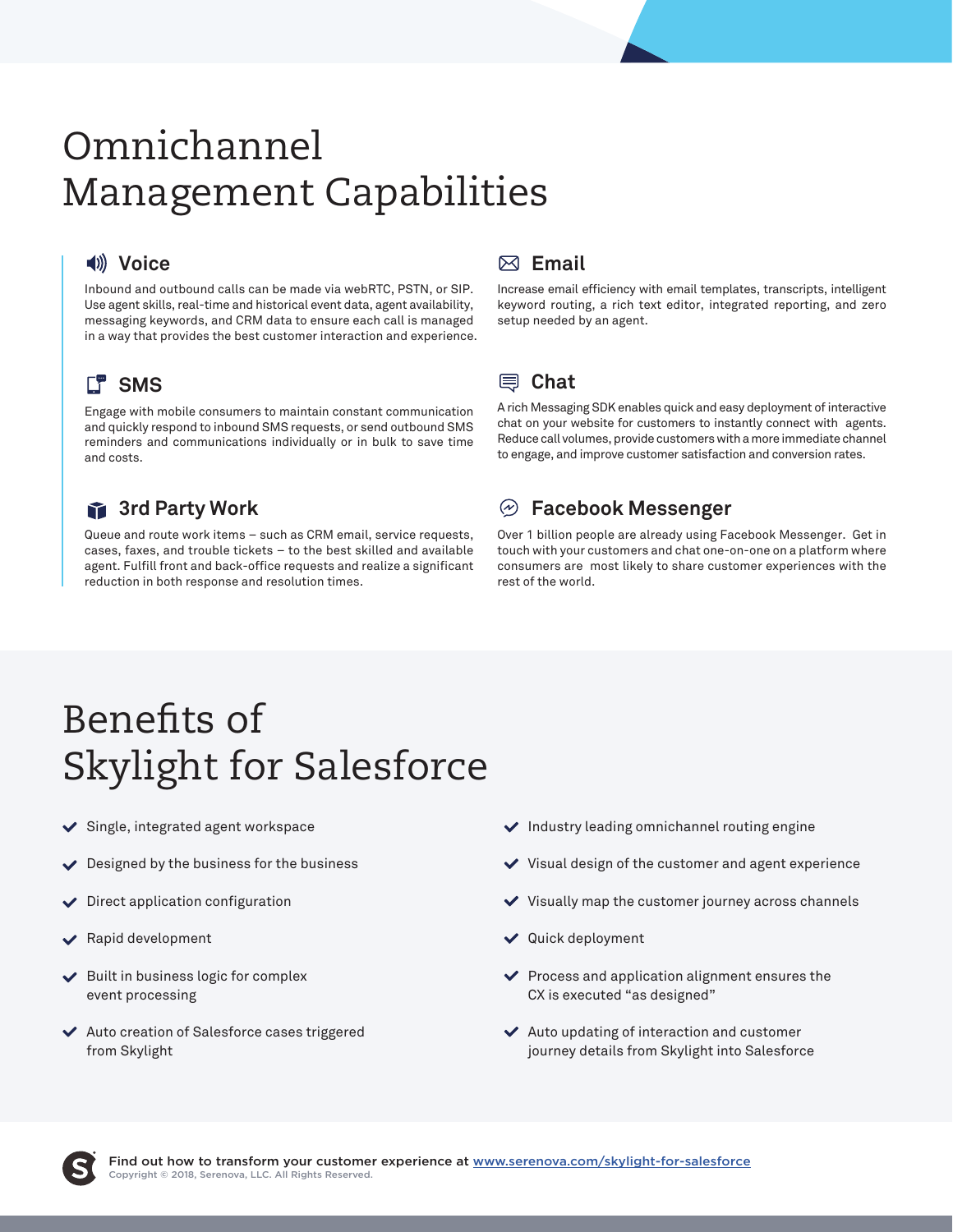# Omnichannel Management Capabilities

### Voice

Inbound and outbound calls can be made via webRTC, PSTN, or SIP. Use agent skills, real-time and historical event data, agent availability, messaging keywords, and CRM data to ensure each call is managed in a way that provides the best customer interaction and experience.

### SMS

Engage with mobile consumers to maintain constant communication and quickly respond to inbound SMS requests, or send outbound SMS reminders and communications individually or in bulk to save time and costs.

### 3rd Party Work

Queue and route work items – such as CRM email, service requests, cases, faxes, and trouble tickets – to the best skilled and available agent. Fulfill front and back-office requests and realize a significant reduction in both response and resolution times.

### Email

Increase email efficiency with email templates, transcripts, intelligent keyword routing, a rich text editor, integrated reporting, and zero setup needed by an agent.

### Chat

A rich Messaging SDK enables quick and easy deployment of interactive chat on your website for customers to instantly connect with agents. Reduce call volumes, provide customers with a more immediate channel to engage, and improve customer satisfaction and conversion rates.

### Facebook Messenger

Over 1 billion people are already using Facebook Messenger. Get in touch with your customers and chat one-on-one on a platform where consumers are most likely to share customer experiences with the rest of the world.

# Benefits of Skylight for Salesforce

- Single, integrated agent workspace
- Designed by the business for the business
- Direct application configuration
- Rapid development
- Built in business logic for complex event processing
- Auto creation of Salesforce cases triggered from Skylight
- Industry leading omnichannel routing engine
- Visual design of the customer and agent experience
- Visually map the customer journey across channels
- Quick deployment
- Process and application alignment ensures the CX is executed "as designed"
- Auto updating of interaction and customer journey details from Skylight into Salesforce

**Find out how to transform your customer experience at www.serenova.com/skylight-for-salesforce**

Copyright © 2018, Serenova, LLC. All Rights Reserved.